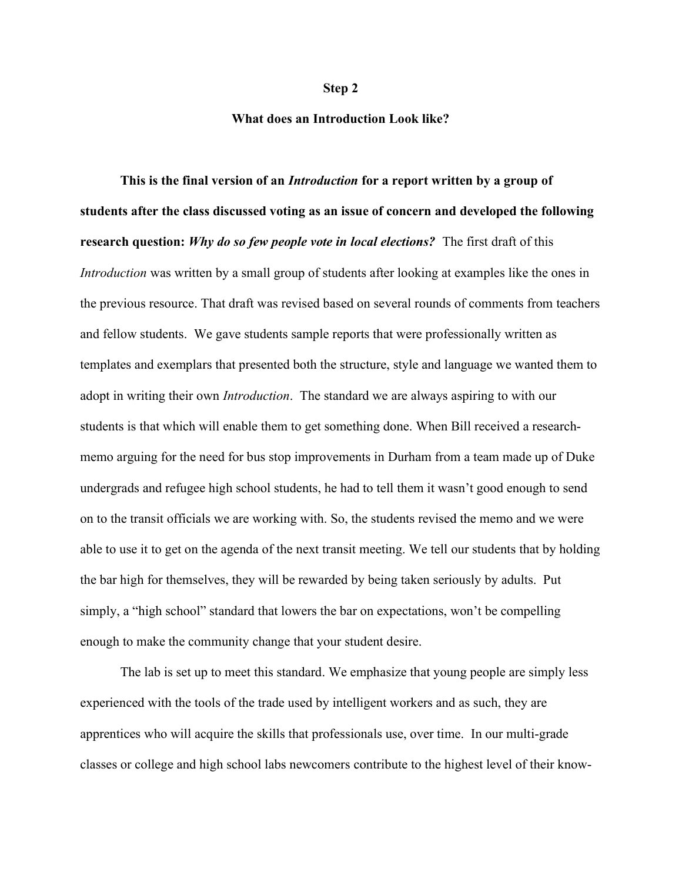**Step 2**

**What does an Introduction Look like?**

**This is the final version of an *Introduction* for a report written by a group of students after the class discussed voting as an issue of concern and developed the following research question: *Why do so few people vote in local elections?*** The first draft of this *Introduction* was written by a small group of students after looking at examples like the ones in the previous resource. That draft was revised based on several rounds of comments from teachers and fellow students. We gave students sample reports that were professionally written as templates and exemplars that presented both the structure, style and language we wanted them to adopt in writing their own *Introduction*. The standard we are always aspiring to with our students is that which will enable them to get something done. When Bill received a research-memo arguing for the need for bus stop improvements in Durham from a team made up of Duke undergrads and refugee high school students, he had to tell them it wasn't good enough to send on to the transit officials we are working with. So, the students revised the memo and we were able to use it to get on the agenda of the next transit meeting. We tell our students that by holding the bar high for themselves, they will be rewarded by being taken seriously by adults. Put simply, a "high school" standard that lowers the bar on expectations, won't be compelling enough to make the community change that your student desire.

The lab is set up to meet this standard. We emphasize that young people are simply less experienced with the tools of the trade used by intelligent workers and as such, they are apprentices who will acquire the skills that professionals use, over time. In our multi-grade classes or college and high school labs newcomers contribute to the highest level of their know-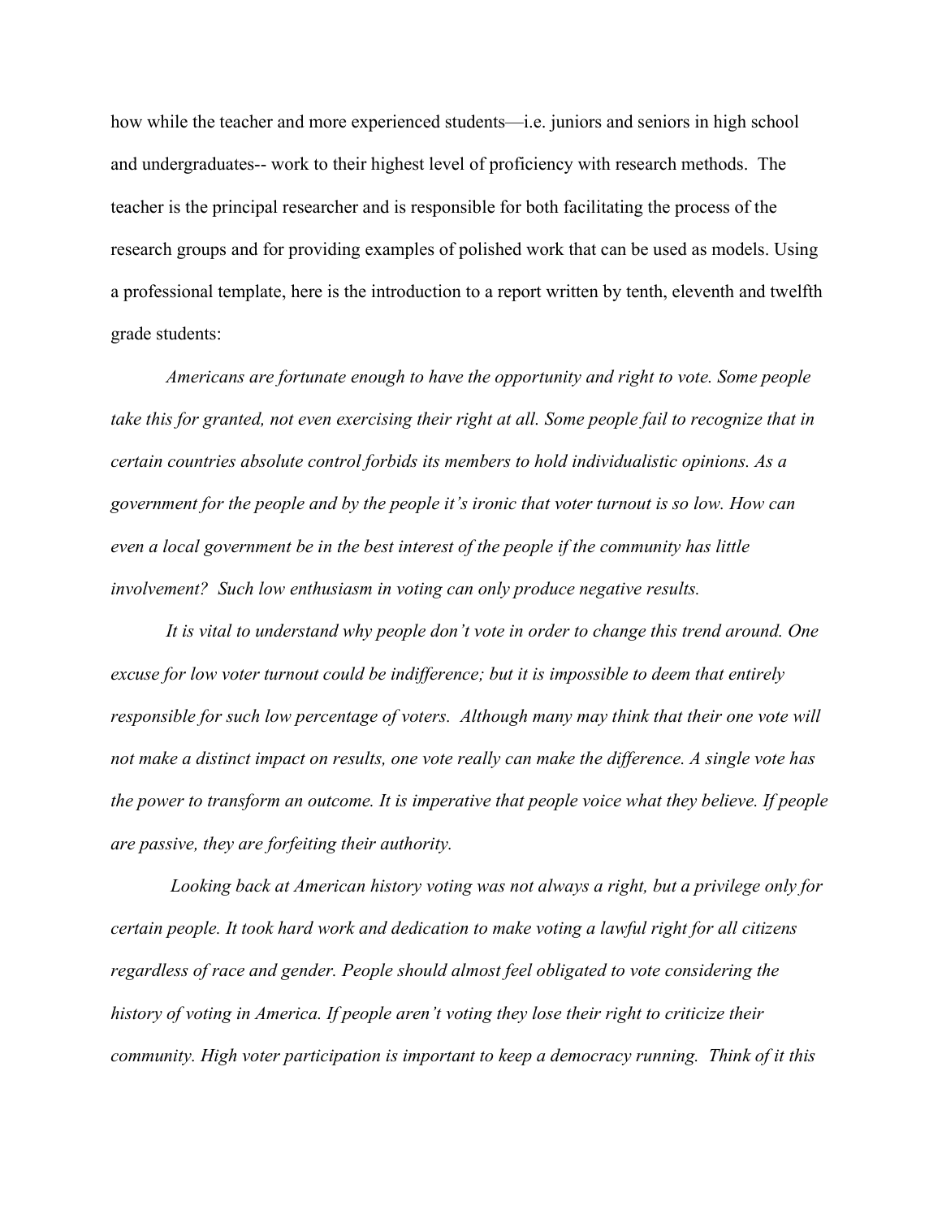how while the teacher and more experienced students—i.e. juniors and seniors in high school and undergraduates-- work to their highest level of proficiency with research methods. The teacher is the principal researcher and is responsible for both facilitating the process of the research groups and for providing examples of polished work that can be used as models. Using a professional template, here is the introduction to a report written by tenth, eleventh and twelfth grade students:

*Americans are fortunate enough to have the opportunity and right to vote. Some people take this for granted, not even exercising their right at all. Some people fail to recognize that in certain countries absolute control forbids its members to hold individualistic opinions. As a government for the people and by the people it's ironic that voter turnout is so low. How can even a local government be in the best interest of the people if the community has little involvement? Such low enthusiasm in voting can only produce negative results.*

*It is vital to understand why people don't vote in order to change this trend around. One excuse for low voter turnout could be indifference; but it is impossible to deem that entirely responsible for such low percentage of voters. Although many may think that their one vote will not make a distinct impact on results, one vote really can make the difference. A single vote has the power to transform an outcome. It is imperative that people voice what they believe. If people are passive, they are forfeiting their authority.*

*Looking back at American history voting was not always a right, but a privilege only for certain people. It took hard work and dedication to make voting a lawful right for all citizens regardless of race and gender. People should almost feel obligated to vote considering the history of voting in America. If people aren't voting they lose their right to criticize their community. High voter participation is important to keep a democracy running. Think of it this*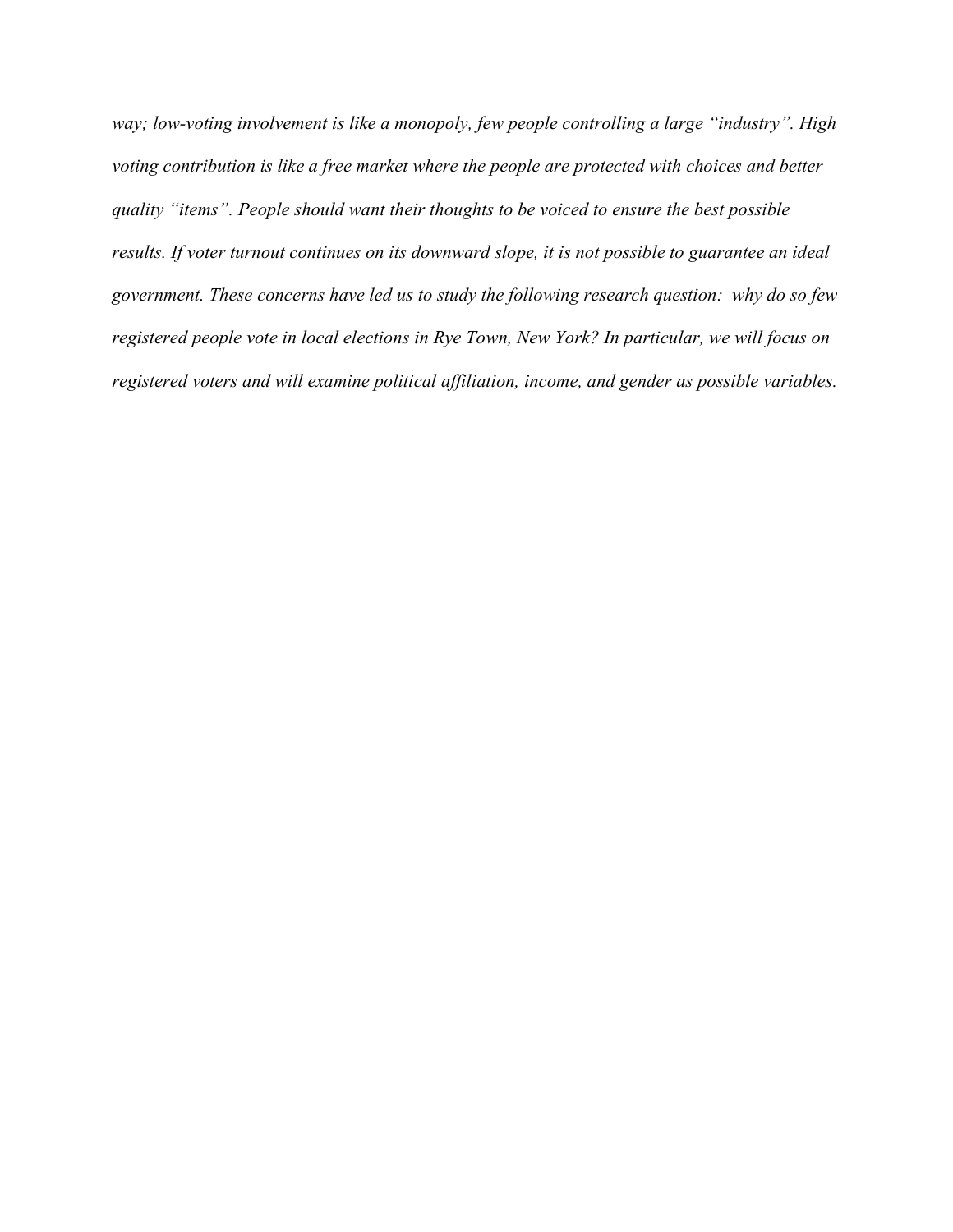*way; low-voting involvement is like a monopoly, few people controlling a large “industry”. High voting contribution is like a free market where the people are protected with choices and better quality “items”. People should want their thoughts to be voiced to ensure the best possible results. If voter turnout continues on its downward slope, it is not possible to guarantee an ideal government. These concerns have led us to study the following research question: why do so few registered people vote in local elections in Rye Town, New York? In particular, we will focus on registered voters and will examine political affiliation, income, and gender as possible variables.*